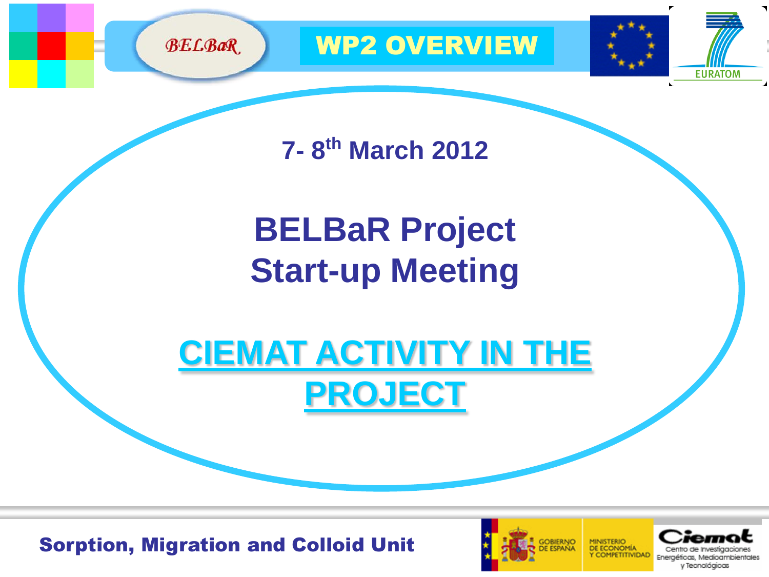# WP2 OVERVIEW

7- 8th March 2012

# BELBaR Project Start-up Meeting

## CIEMAT ACTIVITY IN THE PROJECT

**Sorption, Migration and Colloid Unit**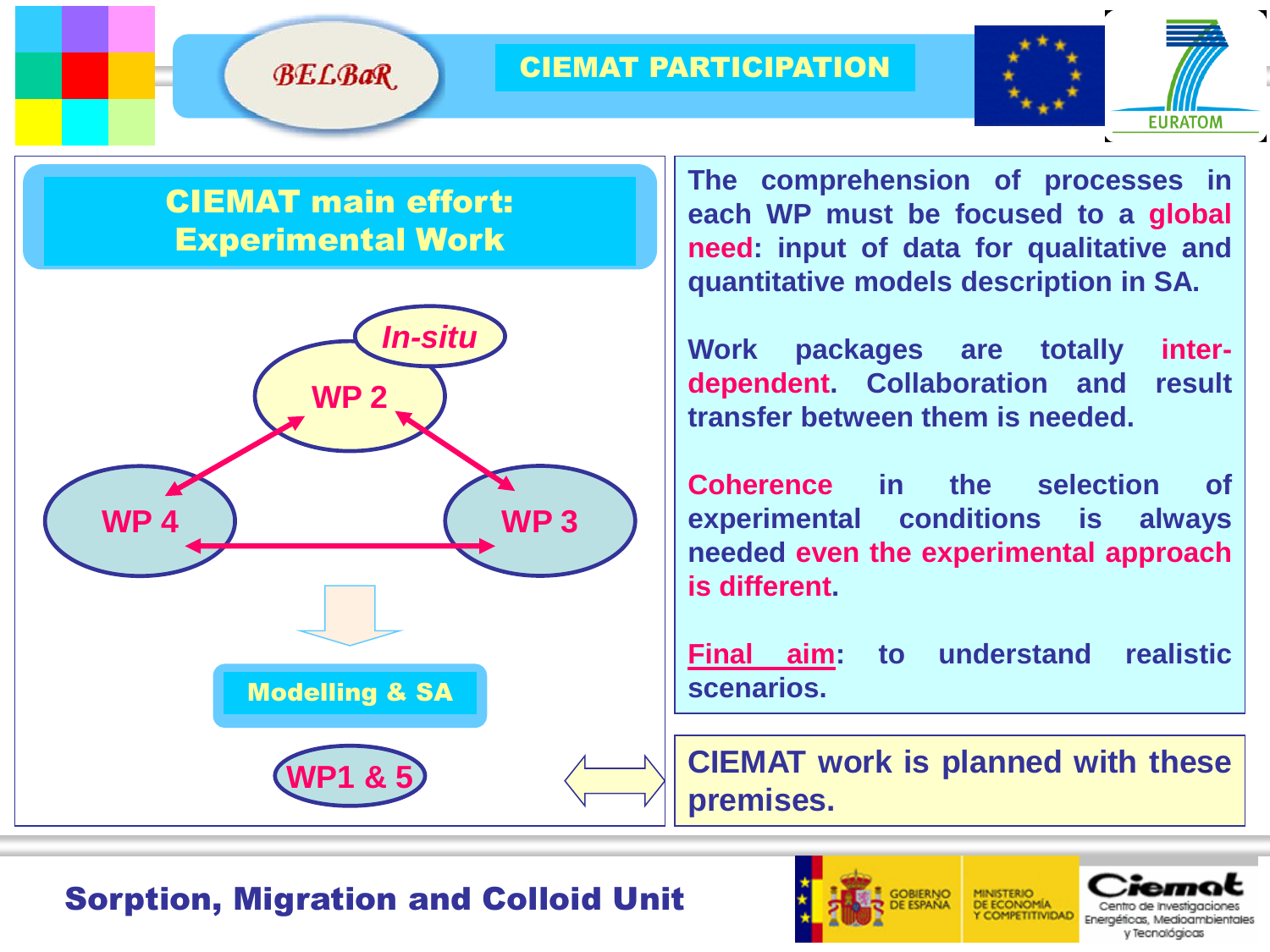# CIEMAT PARTICIPATION

## CIEMAT main effort: Experimental Work

In-situ

WP 2

WP 4

WP 3

Modelling & SA

WP1 & 5

The comprehension of processes in each WP must be focused to a global need: input of data for qualitative and quantitative models description in SA.

Work packages are totally inter-dependent. Collaboration and result transfer between them is needed.

Coherence in the selection of experimental conditions is always needed even the experimental approach is different.

Final aim: to understand realistic scenarios.

CIEMAT work is planned with these premises.

Sorption, Migration and Colloid Unit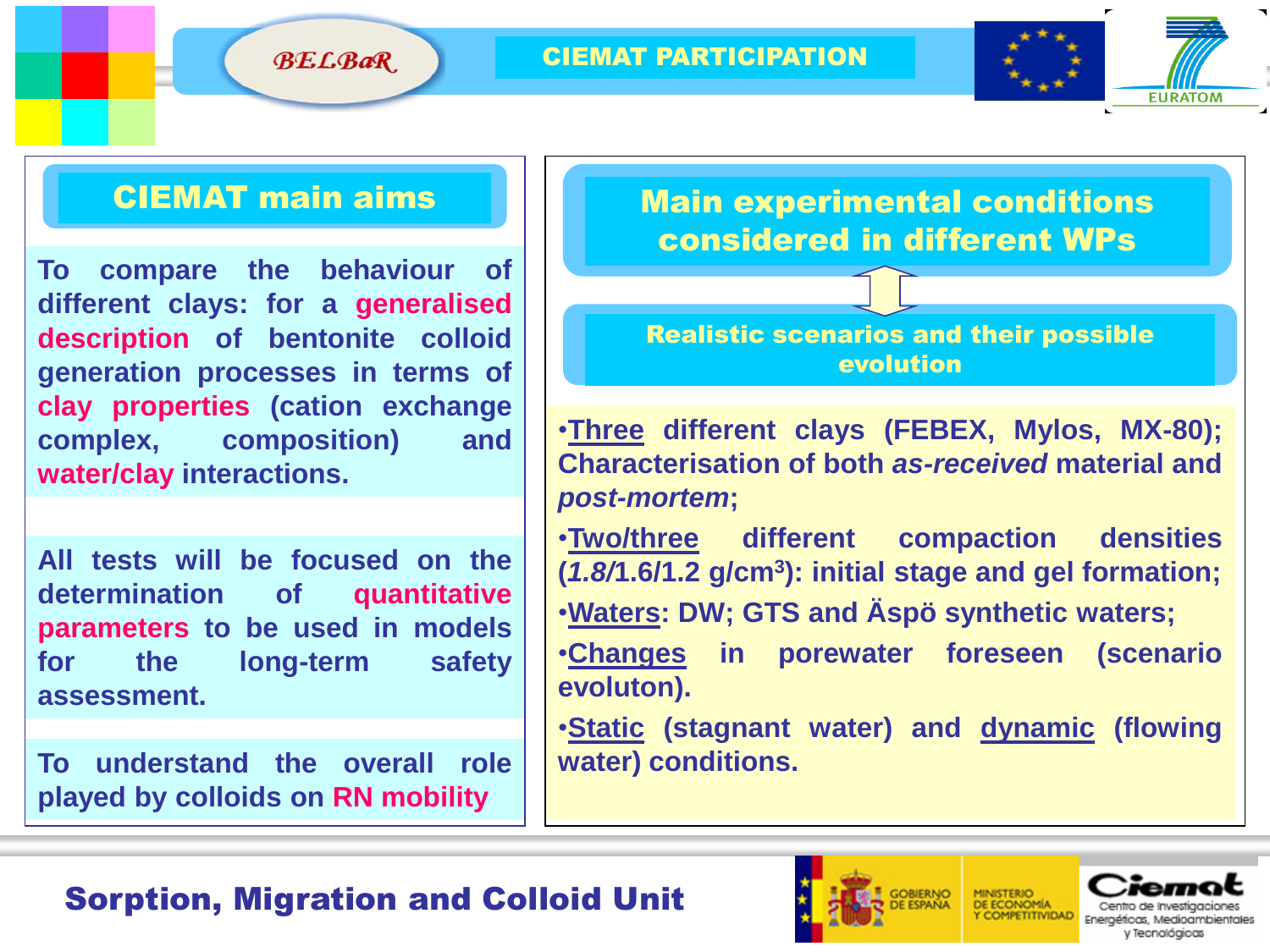# CIEMAT PARTICIPATION

## CIEMAT main aims

To compare the behaviour of different clays: for a **generalised description** of bentonite colloid generation processes in terms of **clay properties** (cation exchange complex, composition) and **water/clay** interactions.

All tests will be focused on the determination of **quantitative parameters** to be used in models for the long-term safety assessment.

To understand the overall role played by colloids on **RN mobility**

## Main experimental conditions considered in different WPs

### Realistic scenarios and their possible evolution

- **Three** different clays (FEBEX, Mylos, MX-80); Characterisation of both *as-received* material and *post-mortem*;
- **Two/three** different compaction densities (*1.8*/1.6/1.2 g/cm$^3$): initial stage and gel formation;
- **Waters**: DW; GTS and Äspö synthetic waters;
- **Changes** in porewater foreseen (scenario evoluton).
- **Static** (stagnant water) and **dynamic** (flowing water) conditions.

Sorption, Migration and Colloid Unit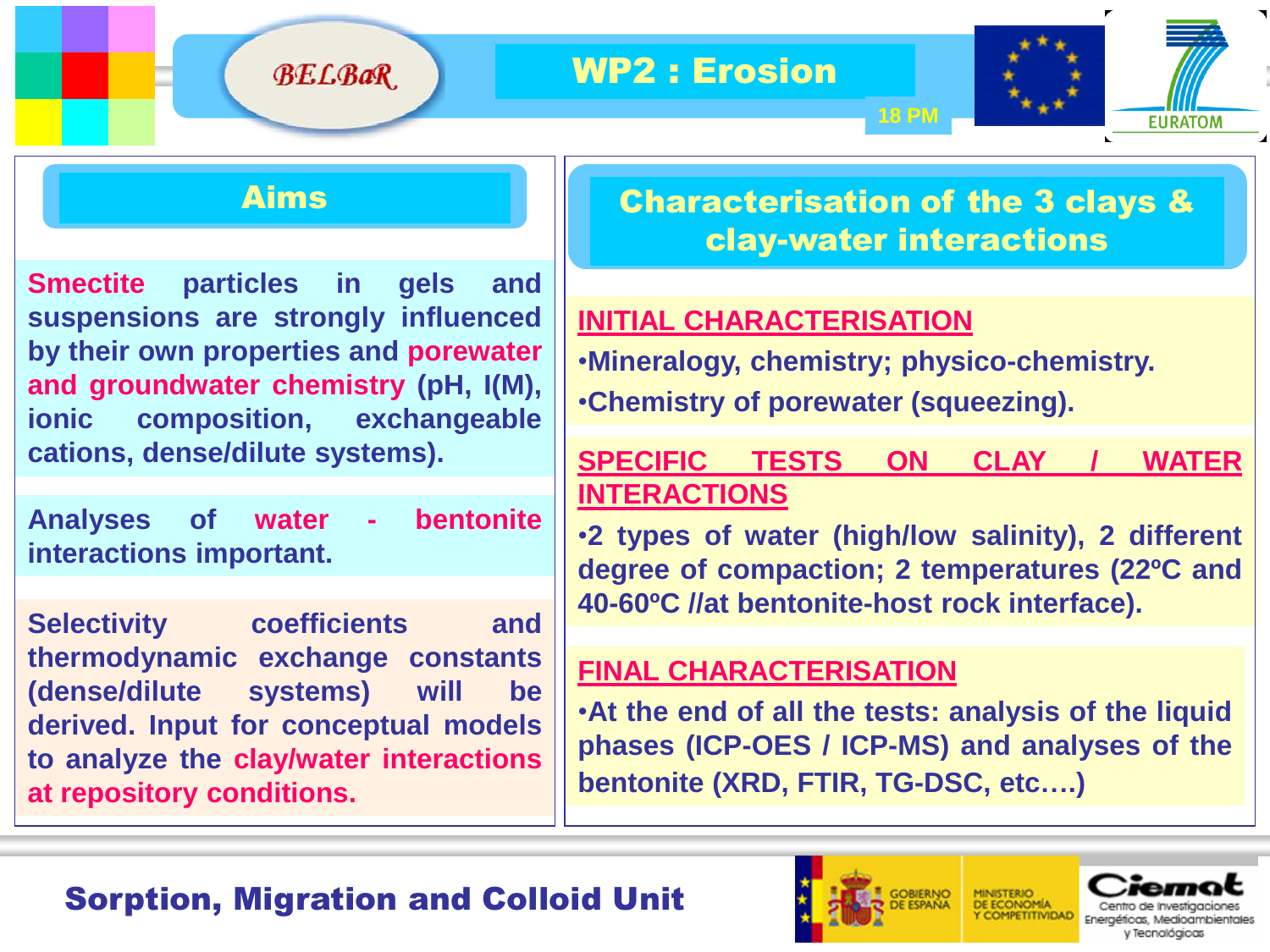# WP2 : Erosion

18 PM

## Aims

Smectite particles in gels and suspensions are strongly influenced by their own properties and porewater and groundwater chemistry (pH, I(M), ionic composition, exchangeable cations, dense/dilute systems).

Analyses of water - bentonite interactions important.

Selectivity coefficients and thermodynamic exchange constants (dense/dilute systems) will be derived. Input for conceptual models to analyze the clay/water interactions at repository conditions.

## Characterisation of the 3 clays & clay-water interactions

**INITIAL CHARACTERISATION**

- Mineralogy, chemistry; physico-chemistry.
- Chemistry of porewater (squeezing).

**SPECIFIC TESTS ON CLAY / WATER INTERACTIONS**

- 2 types of water (high/low salinity), 2 different degree of compaction; 2 temperatures (22ºC and 40-60ºC //at bentonite-host rock interface).

**FINAL CHARACTERISATION**

- At the end of all the tests: analysis of the liquid phases (ICP-OES / ICP-MS) and analyses of the bentonite (XRD, FTIR, TG-DSC, etc….)

Sorption, Migration and Colloid Unit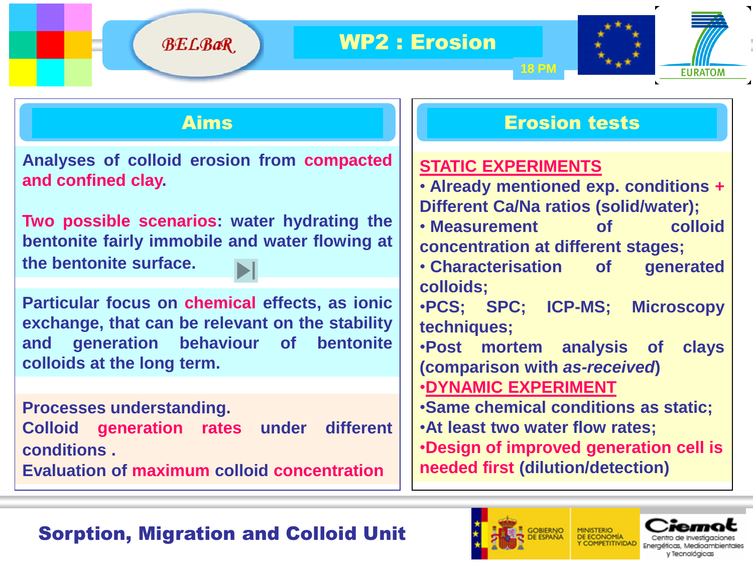# WP2 : Erosion

18 PM

## Aims

Analyses of colloid erosion from compacted and confined clay.

Two possible scenarios: water hydrating the bentonite fairly immobile and water flowing at the bentonite surface.

Particular focus on chemical effects, as ionic exchange, that can be relevant on the stability and generation behaviour of bentonite colloids at the long term.

Processes understanding.
Colloid generation rates under different conditions .
Evaluation of maximum colloid concentration

## Erosion tests

**STATIC EXPERIMENTS**

- Already mentioned exp. conditions + Different Ca/Na ratios (solid/water);
- Measurement of colloid concentration at different stages;
- Characterisation of generated colloids;
- PCS; SPC; ICP-MS; Microscopy techniques;
- Post mortem analysis of clays (comparison with *as-received*)

**DYNAMIC EXPERIMENT**

- Same chemical conditions as static;
- At least two water flow rates;
- Design of improved generation cell is needed first (dilution/detection)

Sorption, Migration and Colloid Unit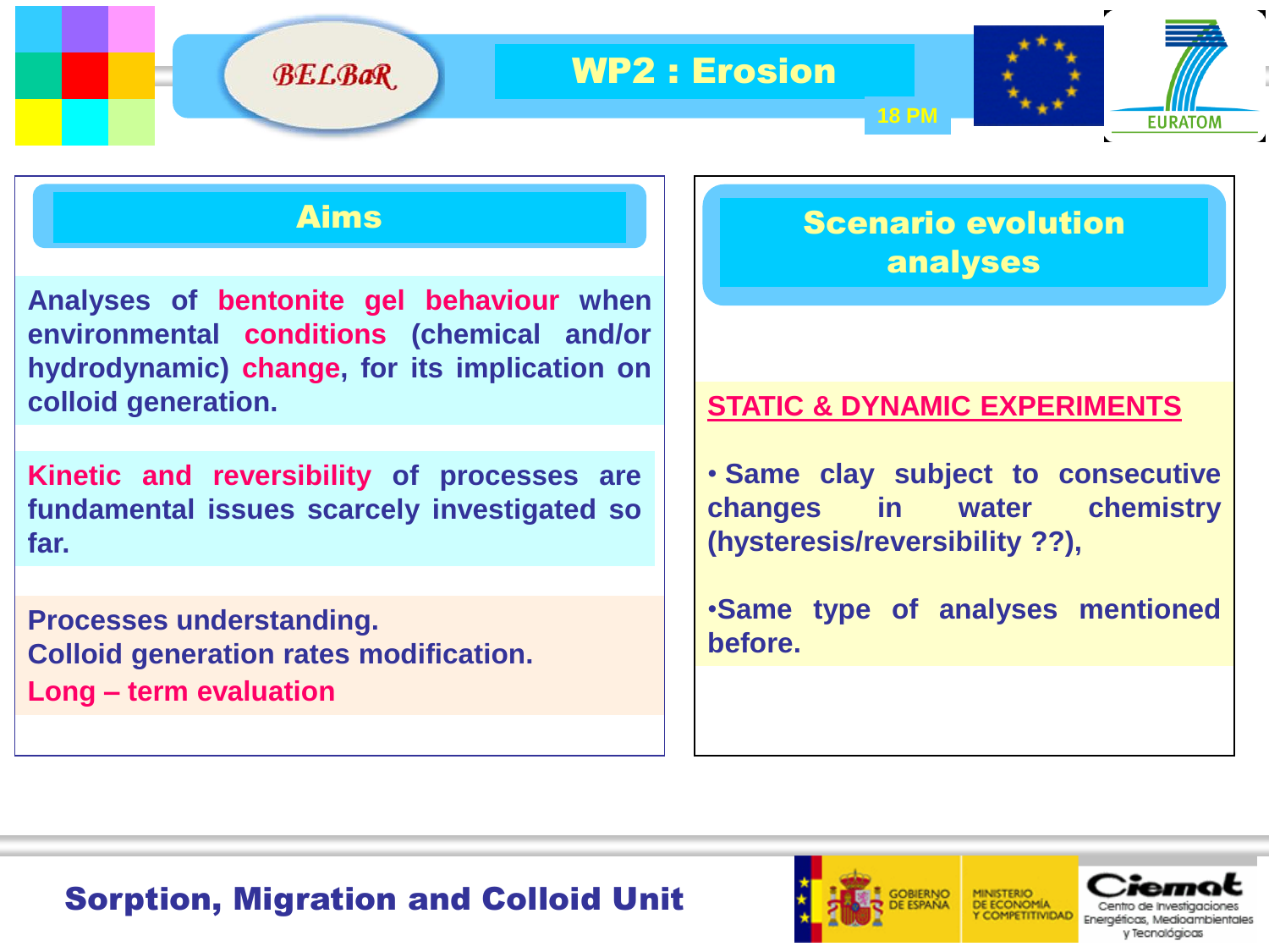# WP2 : Erosion

18 PM

## Aims

Analyses of **bentonite gel behaviour** when environmental **conditions** (chemical and/or hydrodynamic) **change**, for its implication on colloid generation.

**Kinetic and reversibility** of processes are fundamental issues scarcely investigated so far.

Processes understanding.
Colloid generation rates modification.
**Long – term evaluation**

## Scenario evolution analyses

**STATIC & DYNAMIC EXPERIMENTS**

- Same clay subject to consecutive changes in water chemistry (hysteresis/reversibility ??),
- Same type of analyses mentioned before.

Sorption, Migration and Colloid Unit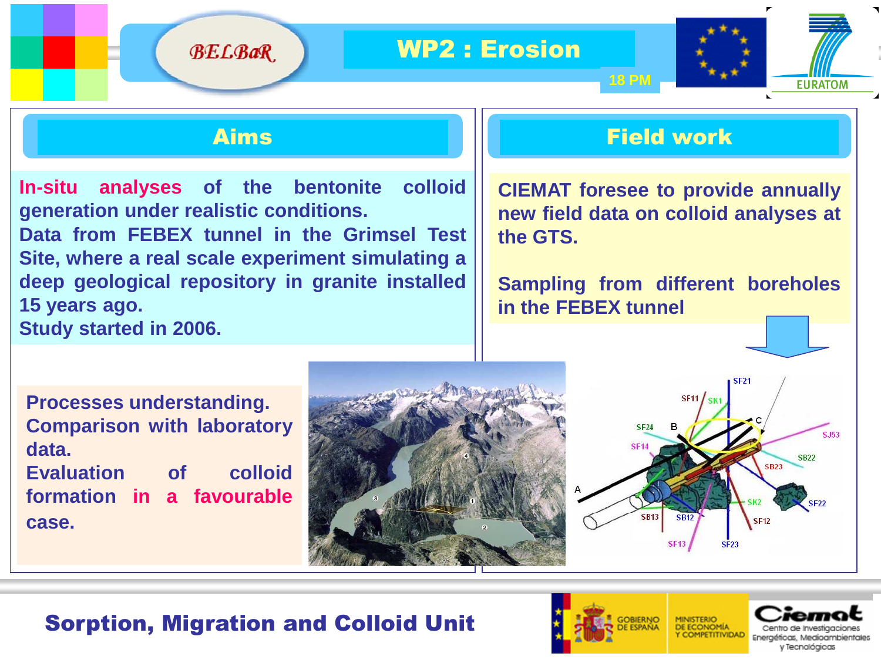# WP2 : Erosion

18 PM

## Aims

**In-situ analyses** of the bentonite colloid generation under realistic conditions.
Data from FEBEX tunnel in the Grimsel Test Site, where a real scale experiment simulating a deep geological repository in granite installed 15 years ago.
Study started in 2006.

**Processes understanding.**
**Comparison with laboratory data.**
**Evaluation of colloid formation in a favourable case.**

## Field work

**CIEMAT foresee to provide annually new field data on colloid analyses at the GTS.**

**Sampling from different boreholes in the FEBEX tunnel**

**Sorption, Migration and Colloid Unit**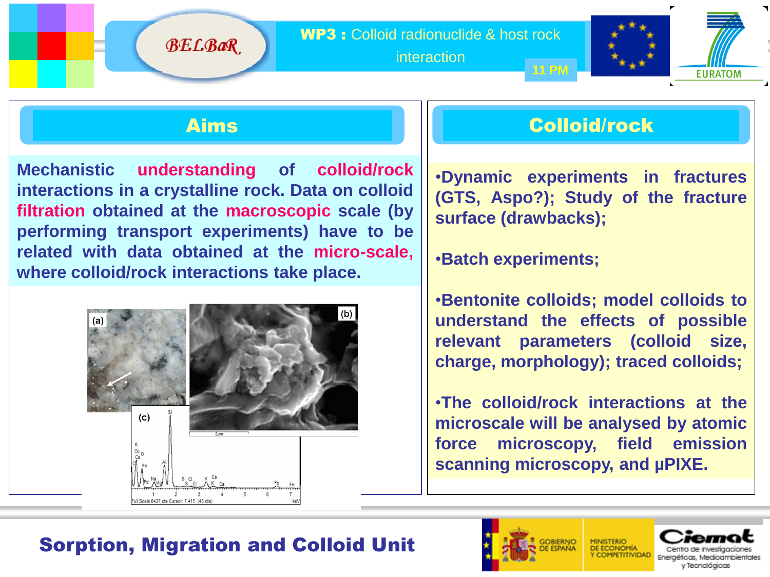**BELBaR**

**WP3 :** Colloid radionuclide & host rock interaction

**11 PM**

EURATOM

## Aims

**Mechanistic understanding of colloid/rock interactions in a crystalline rock. Data on colloid filtration obtained at the macroscopic scale (by performing transport experiments) have to be related with data obtained at the micro-scale, where colloid/rock interactions take place.**

(a) (b) (c)

## Colloid/rock

- **Dynamic experiments in fractures (GTS, Aspo?); Study of the fracture surface (drawbacks);**
- **Batch experiments;**
- **Bentonite colloids; model colloids to understand the effects of possible relevant parameters (colloid size, charge, morphology); traced colloids;**
- **The colloid/rock interactions at the microscale will be analysed by atomic force microscopy, field emission scanning microscopy, and μPIXE.**

**Sorption, Migration and Colloid Unit**

GOBIERNO DE ESPAÑA — MINISTERIO DE ECONOMÍA Y COMPETITIVIDAD

Ciemat — Centro de Investigaciones Energéticas, Medioambientales y Tecnológicas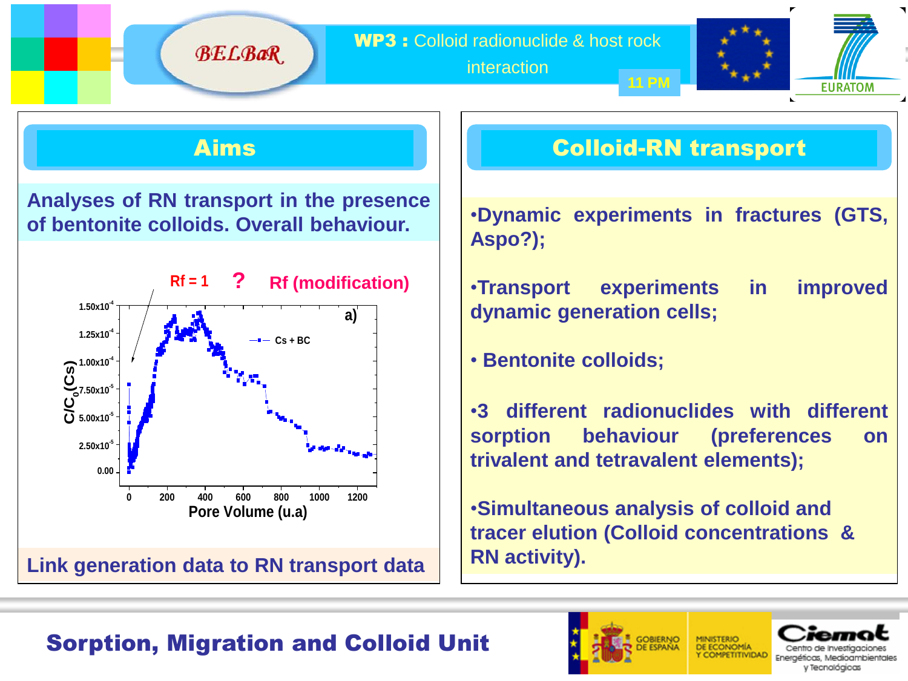**WP3 :** Colloid radionuclide & host rock interaction

11 PM

## Aims

**Analyses of RN transport in the presence of bentonite colloids. Overall behaviour.**

Rf = 1 ? Rf (modification)

a)

Cs + BC

$C/C_0(Cs)$

Pore Volume (u.a)

**Link generation data to RN transport data**

## Colloid-RN transport

- **Dynamic experiments in fractures (GTS, Aspo?);**
- **Transport experiments in improved dynamic generation cells;**
- **Bentonite colloids;**
- **3 different radionuclides with different sorption behaviour (preferences on trivalent and tetravalent elements);**
- **Simultaneous analysis of colloid and tracer elution (Colloid concentrations & RN activity).**

**Sorption, Migration and Colloid Unit**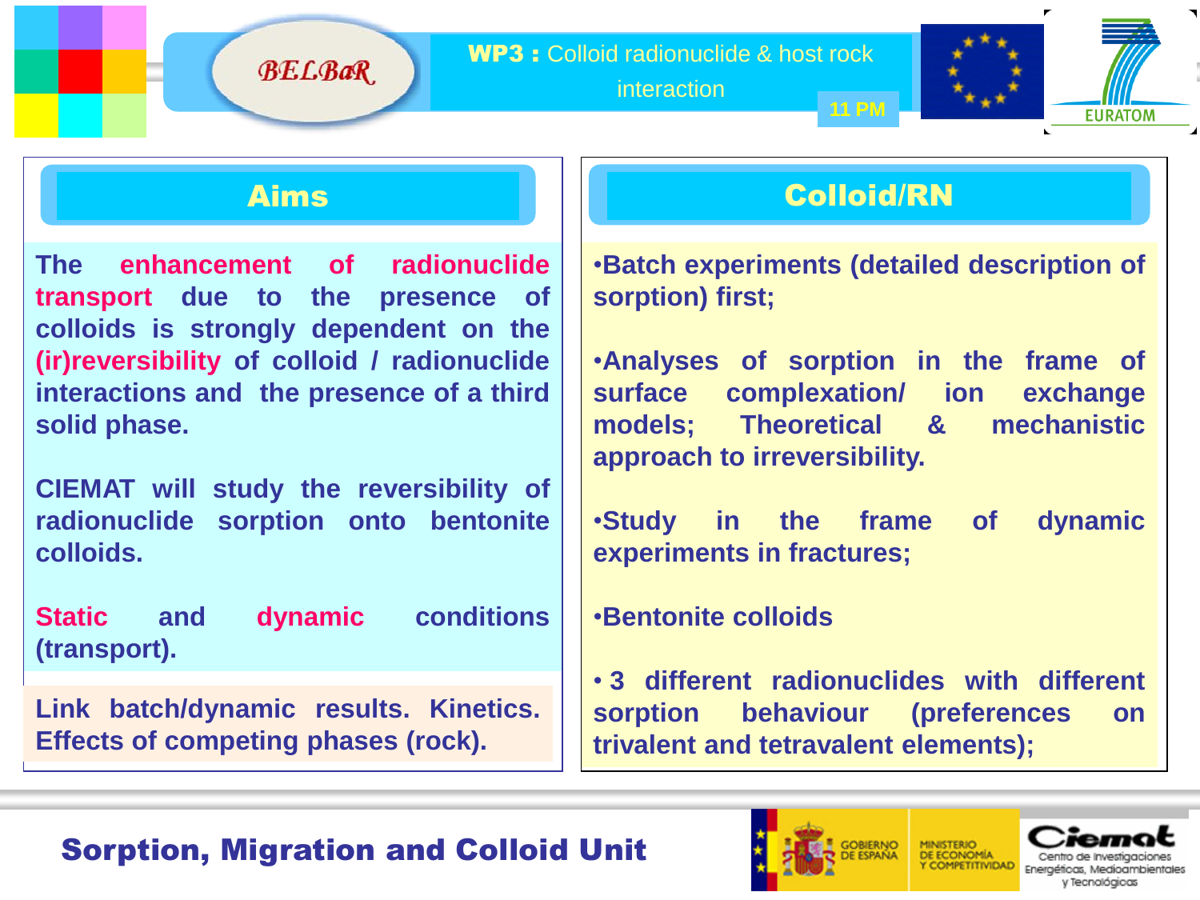BELBaR

**WP3 :** Colloid radionuclide & host rock interaction

11 PM

EURATOM

## Aims

**The enhancement of radionuclide transport due to the presence of colloids is strongly dependent on the (ir)reversibility of colloid / radionuclide interactions and the presence of a third solid phase.**

**CIEMAT will study the reversibility of radionuclide sorption onto bentonite colloids.**

**Static and dynamic conditions (transport).**

**Link batch/dynamic results. Kinetics. Effects of competing phases (rock).**

## Colloid/RN

- **Batch experiments (detailed description of sorption) first;**
- **Analyses of sorption in the frame of surface complexation/ ion exchange models; Theoretical & mechanistic approach to irreversibility.**
- **Study in the frame of dynamic experiments in fractures;**
- **Bentonite colloids**
- **3 different radionuclides with different sorption behaviour (preferences on trivalent and tetravalent elements);**

**Sorption, Migration and Colloid Unit**

GOBIERNO DE ESPAÑA | MINISTERIO DE ECONOMÍA Y COMPETITIVIDAD | Ciemat Centro de Investigaciones Energéticas, Medioambientales y Tecnológicas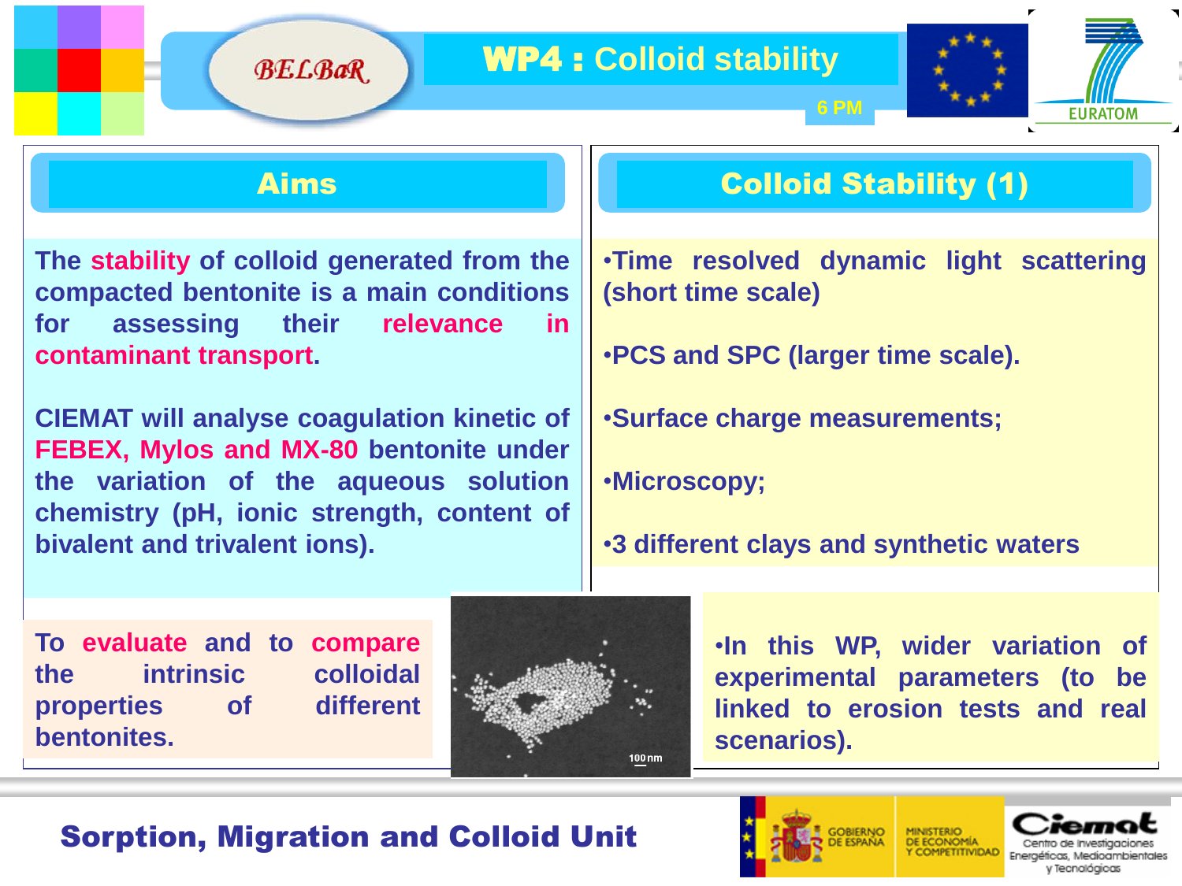# WP4 : Colloid stability

6 PM

## Aims

The **stability** of colloid generated from the compacted bentonite is a main conditions for assessing their **relevance in contaminant transport**.

CIEMAT will analyse coagulation kinetic of **FEBEX, Mylos and MX-80** bentonite under the variation of the aqueous solution chemistry (pH, ionic strength, content of bivalent and trivalent ions).

To **evaluate** and to **compare** the intrinsic colloidal properties of different bentonites.

## Colloid Stability (1)

- Time resolved dynamic light scattering (short time scale)
- PCS and SPC (larger time scale).
- Surface charge measurements;
- Microscopy;
- 3 different clays and synthetic waters

- In this WP, wider variation of experimental parameters (to be linked to erosion tests and real scenarios).

Sorption, Migration and Colloid Unit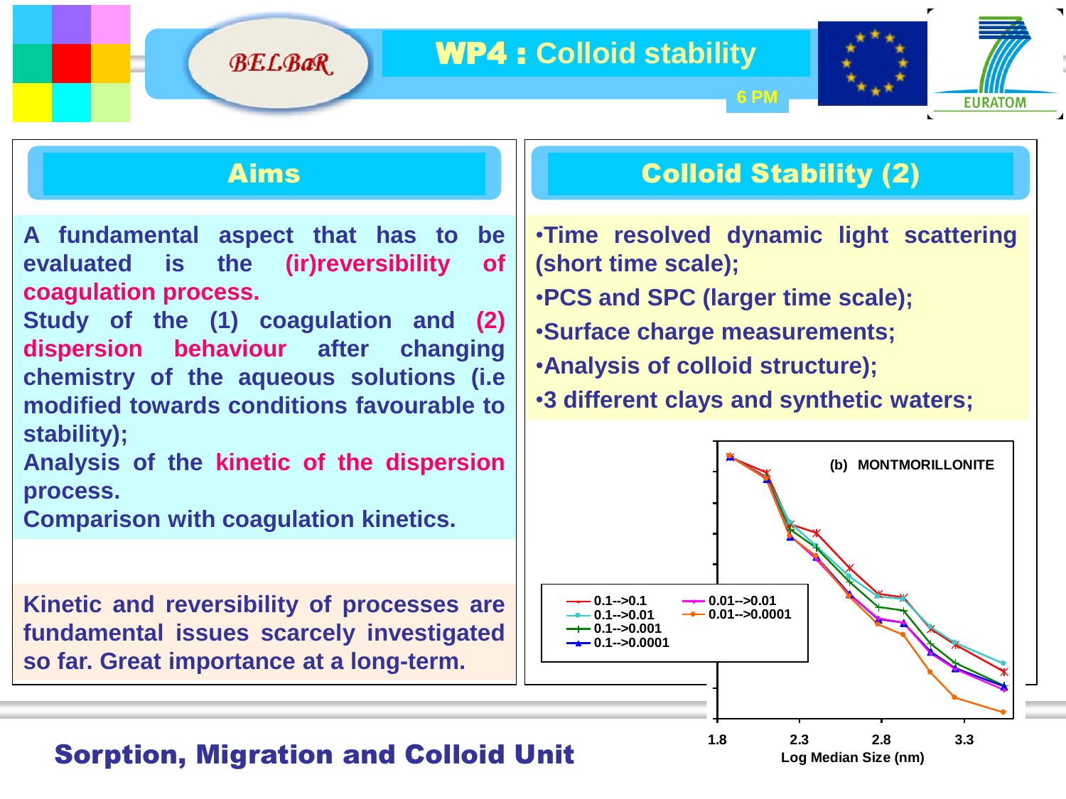# WP4 : Colloid stability

6 PM

## Aims

A fundamental aspect that has to be evaluated is the **(ir)reversibility of coagulation process.**

Study of the (1) coagulation and **(2) dispersion behaviour** after changing chemistry of the aqueous solutions (i.e modified towards conditions favourable to stability);

Analysis of the **kinetic of the dispersion** process.

Comparison with coagulation kinetics.

Kinetic and reversibility of processes are fundamental issues scarcely investigated so far. Great importance at a long-term.

## Colloid Stability (2)

- Time resolved dynamic light scattering (short time scale);
- PCS and SPC (larger time scale);
- Surface charge measurements;
- Analysis of colloid structure);
- 3 different clays and synthetic waters;

(b) MONTMORILLONITE

Legend: 0.1-->0.1; 0.1-->0.01; 0.1-->0.001; 0.1-->0.0001; 0.01-->0.01; 0.01-->0.0001

Log Median Size (nm): 1.8, 2.3, 2.8, 3.3

Sorption, Migration and Colloid Unit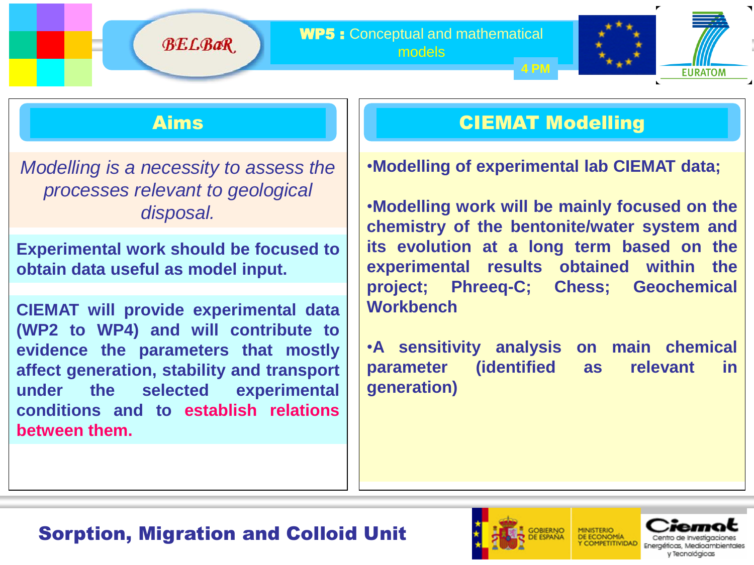**WP5 :** Conceptual and mathematical models

4 PM

## Aims

*Modelling is a necessity to assess the processes relevant to geological disposal.*

**Experimental work should be focused to obtain data useful as model input.**

**CIEMAT will provide experimental data (WP2 to WP4) and will contribute to evidence the parameters that mostly affect generation, stability and transport under the selected experimental conditions and to establish relations between them.**

## CIEMAT Modelling

- **Modelling of experimental lab CIEMAT data;**
- **Modelling work will be mainly focused on the chemistry of the bentonite/water system and its evolution at a long term based on the experimental results obtained within the project; Phreeq-C; Chess; Geochemical Workbench**
- **A sensitivity analysis on main chemical parameter (identified as relevant in generation)**

**Sorption, Migration and Colloid Unit**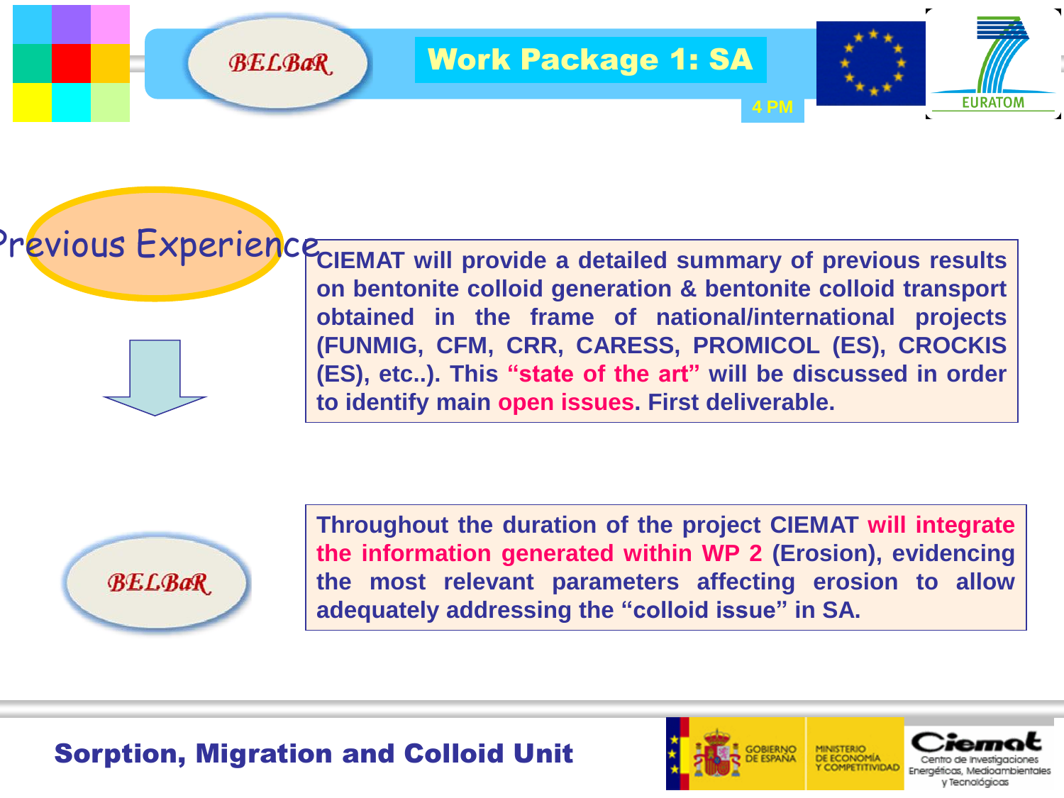# Work Package 1: SA

4 PM

## Previous Experience

CIEMAT will provide a detailed summary of previous results on bentonite colloid generation & bentonite colloid transport obtained in the frame of national/international projects (FUNMIG, CFM, CRR, CARESS, PROMICOL (ES), CROCKIS (ES), etc..). This **"state of the art"** will be discussed in order to identify main **open issues**. First deliverable.

BELBaR

Throughout the duration of the project CIEMAT **will integrate the information generated within WP 2** (Erosion), evidencing the most relevant parameters affecting erosion to allow adequately addressing the "colloid issue" in SA.

Sorption, Migration and Colloid Unit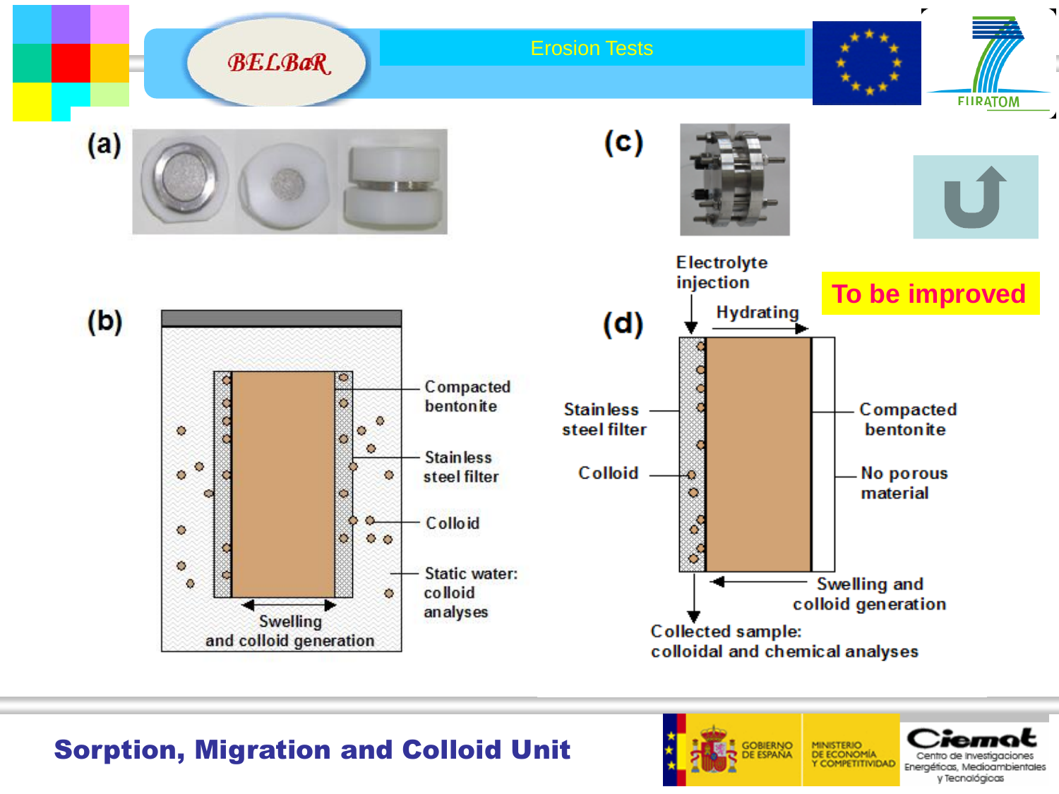# Erosion Tests

(a)

(c)

To be improved

(b)

Compacted bentonite

Stainless steel filter

Colloid

Static water: colloid analyses

Swelling and colloid generation

(d)

Electrolyte injection

Hydrating

Stainless steel filter

Colloid

Compacted bentonite

No porous material

Swelling and colloid generation

Collected sample: colloidal and chemical analyses

**Sorption, Migration and Colloid Unit**